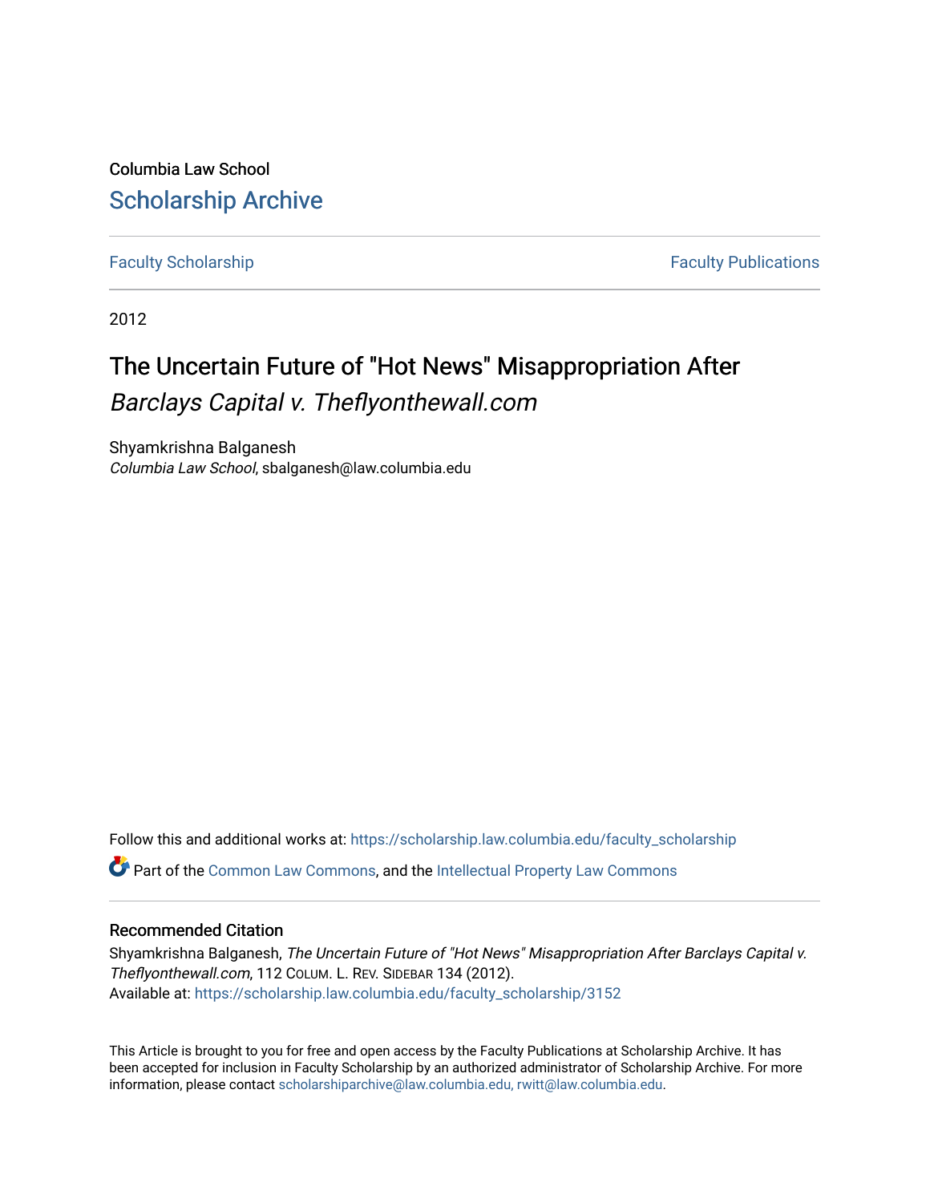Columbia Law School

# Scholarship Archive

Faculty Scholarship | Faculty Publications

2012

# The Uncertain Future of "Hot News" Misappropriation After *Barclays Capital v. Theflyonthewall.com*

Shyamkrishna Balganesh
*Columbia Law School*, sbalganesh@law.columbia.edu

Follow this and additional works at: https://scholarship.law.columbia.edu/faculty_scholarship

Part of the Common Law Commons, and the Intellectual Property Law Commons

## Recommended Citation

Shyamkrishna Balganesh, *The Uncertain Future of "Hot News" Misappropriation After Barclays Capital v. Theflyonthewall.com*, 112 COLUM. L. REV. SIDEBAR 134 (2012).
Available at: https://scholarship.law.columbia.edu/faculty_scholarship/3152

This Article is brought to you for free and open access by the Faculty Publications at Scholarship Archive. It has been accepted for inclusion in Faculty Scholarship by an authorized administrator of Scholarship Archive. For more information, please contact scholarshiparchive@law.columbia.edu, rwitt@law.columbia.edu.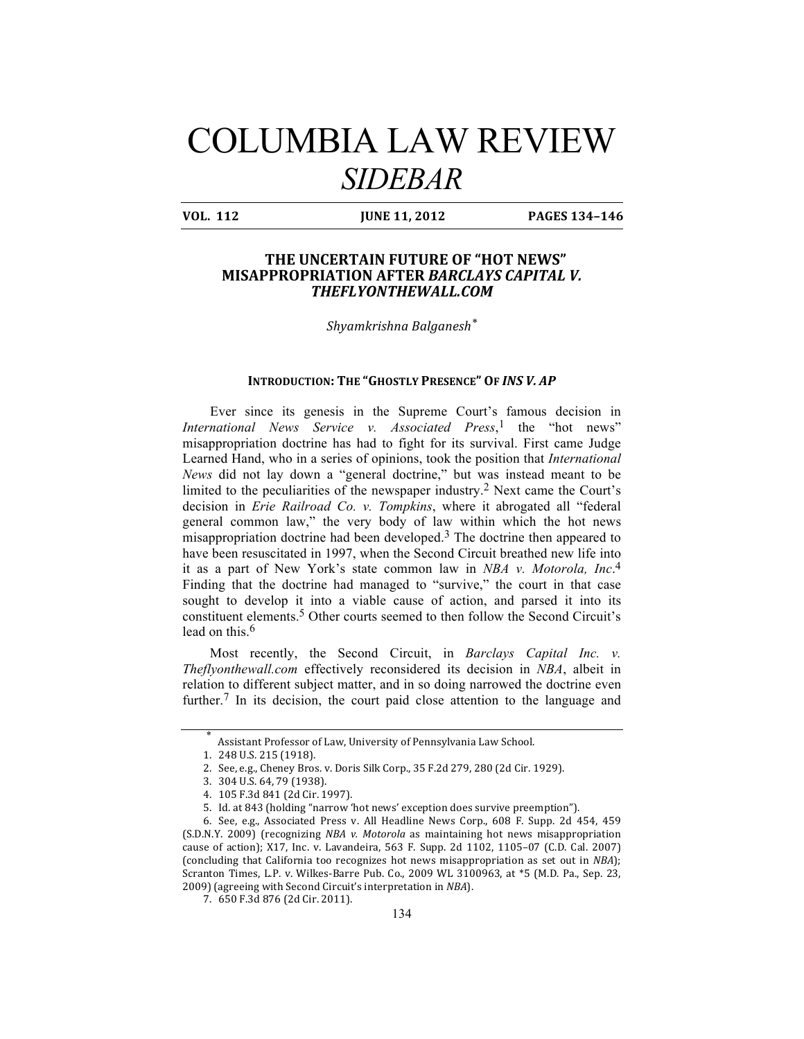# COLUMBIA LAW REVIEW
## *SIDEBAR*

**VOL. 112 JUNE 11, 2012 PAGES 134–146**

## THE UNCERTAIN FUTURE OF "HOT NEWS" MISAPPROPRIATION AFTER *BARCLAYS CAPITAL V. THEFLYONTHEWALL.COM*

*Shyamkrishna Balganesh*[*]

### INTRODUCTION: THE "GHOSTLY PRESENCE" OF *INS V. AP*

Ever since its genesis in the Supreme Court's famous decision in *International News Service v. Associated Press*,[1] the "hot news" misappropriation doctrine has had to fight for its survival. First came Judge Learned Hand, who in a series of opinions, took the position that *International News* did not lay down a "general doctrine," but was instead meant to be limited to the peculiarities of the newspaper industry.[2] Next came the Court's decision in *Erie Railroad Co. v. Tompkins*, where it abrogated all "federal general common law," the very body of law within which the hot news misappropriation doctrine had been developed.[3] The doctrine then appeared to have been resuscitated in 1997, when the Second Circuit breathed new life into it as a part of New York's state common law in *NBA v. Motorola, Inc*.[4] Finding that the doctrine had managed to "survive," the court in that case sought to develop it into a viable cause of action, and parsed it into its constituent elements.[5] Other courts seemed to then follow the Second Circuit's lead on this.[6]

Most recently, the Second Circuit, in *Barclays Capital Inc. v. Theflyonthewall.com* effectively reconsidered its decision in *NBA*, albeit in relation to different subject matter, and in so doing narrowed the doctrine even further.[7] In its decision, the court paid close attention to the language and

---

\* Assistant Professor of Law, University of Pennsylvania Law School.

1. 248 U.S. 215 (1918).

2. See, e.g., Cheney Bros. v. Doris Silk Corp., 35 F.2d 279, 280 (2d Cir. 1929).

3. 304 U.S. 64, 79 (1938).

4. 105 F.3d 841 (2d Cir. 1997).

5. Id. at 843 (holding "narrow 'hot news' exception does survive preemption").

6. See, e.g., Associated Press v. All Headline News Corp., 608 F. Supp. 2d 454, 459 (S.D.N.Y. 2009) (recognizing *NBA v. Motorola* as maintaining hot news misappropriation cause of action); X17, Inc. v. Lavandeira, 563 F. Supp. 2d 1102, 1105–07 (C.D. Cal. 2007) (concluding that California too recognizes hot news misappropriation as set out in *NBA*); Scranton Times, L.P. v. Wilkes-Barre Pub. Co., 2009 WL 3100963, at *5 (M.D. Pa., Sep. 23, 2009) (agreeing with Second Circuit's interpretation in *NBA*).

7. 650 F.3d 876 (2d Cir. 2011).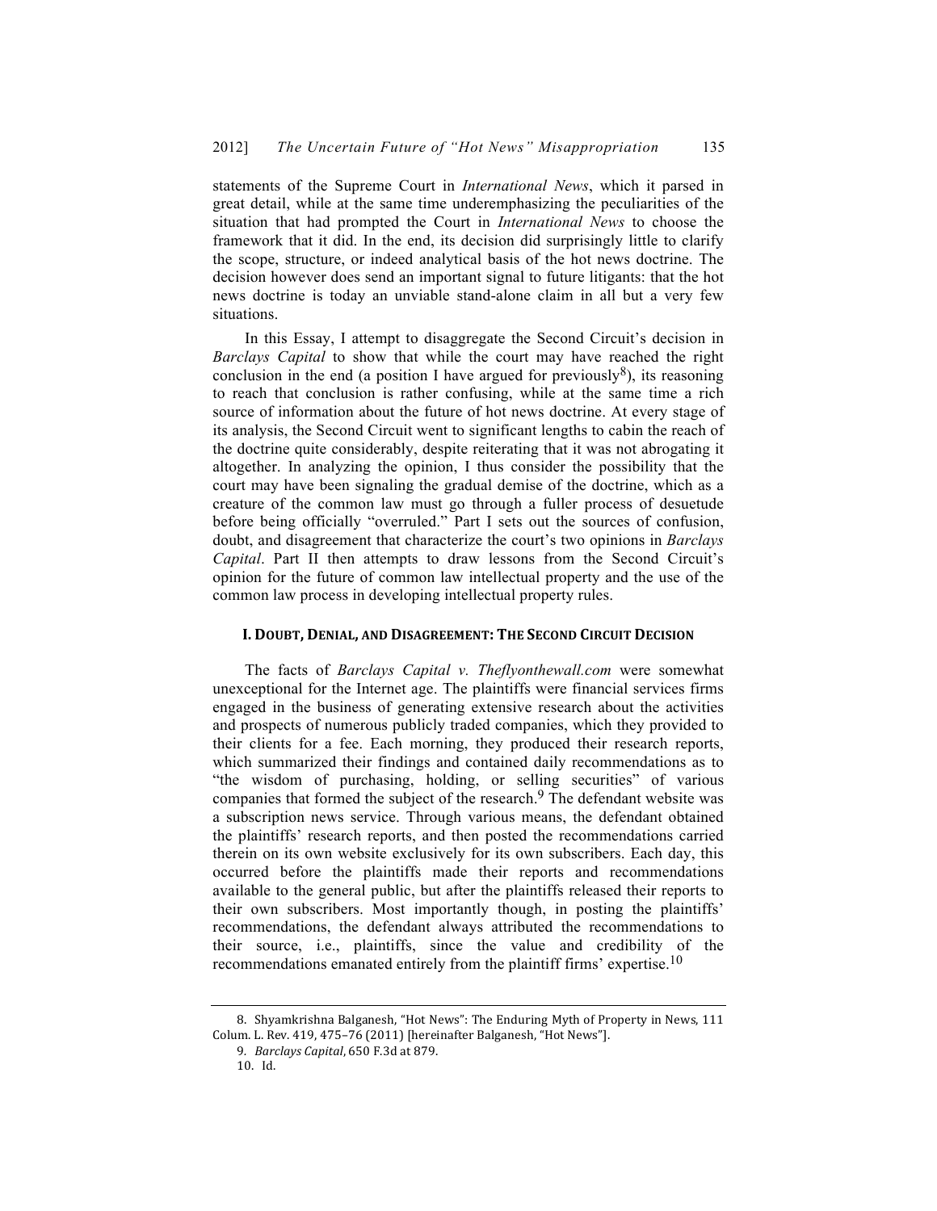statements of the Supreme Court in *International News*, which it parsed in great detail, while at the same time underemphasizing the peculiarities of the situation that had prompted the Court in *International News* to choose the framework that it did. In the end, its decision did surprisingly little to clarify the scope, structure, or indeed analytical basis of the hot news doctrine. The decision however does send an important signal to future litigants: that the hot news doctrine is today an unviable stand-alone claim in all but a very few situations.

In this Essay, I attempt to disaggregate the Second Circuit's decision in *Barclays Capital* to show that while the court may have reached the right conclusion in the end (a position I have argued for previously[8]), its reasoning to reach that conclusion is rather confusing, while at the same time a rich source of information about the future of hot news doctrine. At every stage of its analysis, the Second Circuit went to significant lengths to cabin the reach of the doctrine quite considerably, despite reiterating that it was not abrogating it altogether. In analyzing the opinion, I thus consider the possibility that the court may have been signaling the gradual demise of the doctrine, which as a creature of the common law must go through a fuller process of desuetude before being officially "overruled." Part I sets out the sources of confusion, doubt, and disagreement that characterize the court's two opinions in *Barclays Capital*. Part II then attempts to draw lessons from the Second Circuit's opinion for the future of common law intellectual property and the use of the common law process in developing intellectual property rules.

## I. Doubt, Denial, and Disagreement: The Second Circuit Decision

The facts of *Barclays Capital v. Theflyonthewall.com* were somewhat unexceptional for the Internet age. The plaintiffs were financial services firms engaged in the business of generating extensive research about the activities and prospects of numerous publicly traded companies, which they provided to their clients for a fee. Each morning, they produced their research reports, which summarized their findings and contained daily recommendations as to "the wisdom of purchasing, holding, or selling securities" of various companies that formed the subject of the research.[9] The defendant website was a subscription news service. Through various means, the defendant obtained the plaintiffs' research reports, and then posted the recommendations carried therein on its own website exclusively for its own subscribers. Each day, this occurred before the plaintiffs made their reports and recommendations available to the general public, but after the plaintiffs released their reports to their own subscribers. Most importantly though, in posting the plaintiffs' recommendations, the defendant always attributed the recommendations to their source, i.e., plaintiffs, since the value and credibility of the recommendations emanated entirely from the plaintiff firms' expertise.[10]

---

8. Shyamkrishna Balganesh, "Hot News": The Enduring Myth of Property in News, 111 Colum. L. Rev. 419, 475–76 (2011) [hereinafter Balganesh, "Hot News"].

9. *Barclays Capital*, 650 F.3d at 879.

10. Id.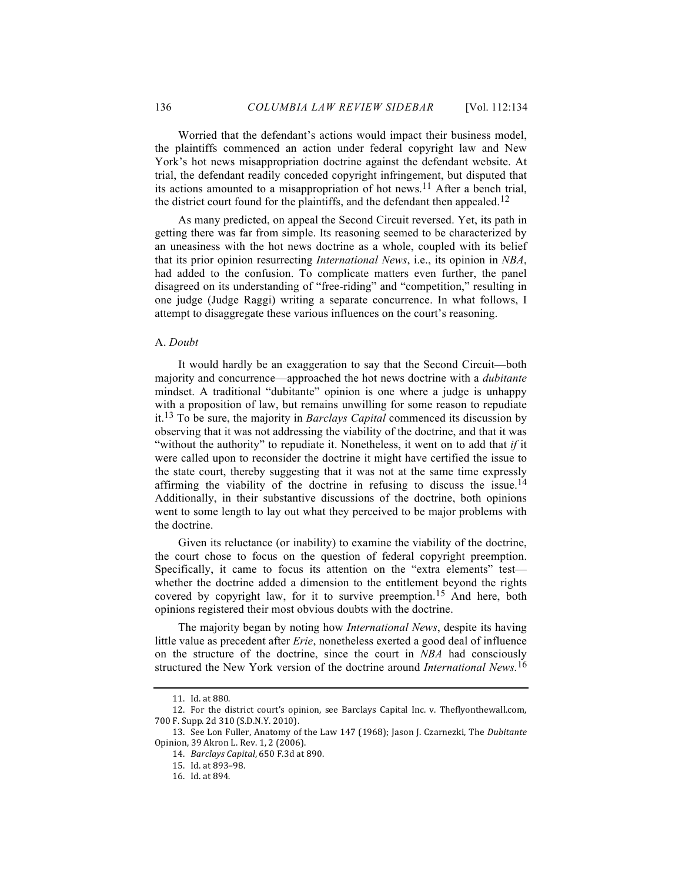Worried that the defendant's actions would impact their business model, the plaintiffs commenced an action under federal copyright law and New York's hot news misappropriation doctrine against the defendant website. At trial, the defendant readily conceded copyright infringement, but disputed that its actions amounted to a misappropriation of hot news.[11] After a bench trial, the district court found for the plaintiffs, and the defendant then appealed.[12]

As many predicted, on appeal the Second Circuit reversed. Yet, its path in getting there was far from simple. Its reasoning seemed to be characterized by an uneasiness with the hot news doctrine as a whole, coupled with its belief that its prior opinion resurrecting *International News*, i.e., its opinion in *NBA*, had added to the confusion. To complicate matters even further, the panel disagreed on its understanding of "free-riding" and "competition," resulting in one judge (Judge Raggi) writing a separate concurrence. In what follows, I attempt to disaggregate these various influences on the court's reasoning.

### A. *Doubt*

It would hardly be an exaggeration to say that the Second Circuit—both majority and concurrence—approached the hot news doctrine with a *dubitante* mindset. A traditional "dubitante" opinion is one where a judge is unhappy with a proposition of law, but remains unwilling for some reason to repudiate it.[13] To be sure, the majority in *Barclays Capital* commenced its discussion by observing that it was not addressing the viability of the doctrine, and that it was "without the authority" to repudiate it. Nonetheless, it went on to add that *if* it were called upon to reconsider the doctrine it might have certified the issue to the state court, thereby suggesting that it was not at the same time expressly affirming the viability of the doctrine in refusing to discuss the issue.[14] Additionally, in their substantive discussions of the doctrine, both opinions went to some length to lay out what they perceived to be major problems with the doctrine.

Given its reluctance (or inability) to examine the viability of the doctrine, the court chose to focus on the question of federal copyright preemption. Specifically, it came to focus its attention on the "extra elements" test—whether the doctrine added a dimension to the entitlement beyond the rights covered by copyright law, for it to survive preemption.[15] And here, both opinions registered their most obvious doubts with the doctrine.

The majority began by noting how *International News*, despite its having little value as precedent after *Erie*, nonetheless exerted a good deal of influence on the structure of the doctrine, since the court in *NBA* had consciously structured the New York version of the doctrine around *International News.*[16]

---

11. Id. at 880.

12. For the district court's opinion, see Barclays Capital Inc. v. Theflyonthewall.com, 700 F. Supp. 2d 310 (S.D.N.Y. 2010).

13. See Lon Fuller, Anatomy of the Law 147 (1968); Jason J. Czarnezki, The *Dubitante* Opinion, 39 Akron L. Rev. 1, 2 (2006).

14. *Barclays Capital*, 650 F.3d at 890.

15. Id. at 893–98.

16. Id. at 894.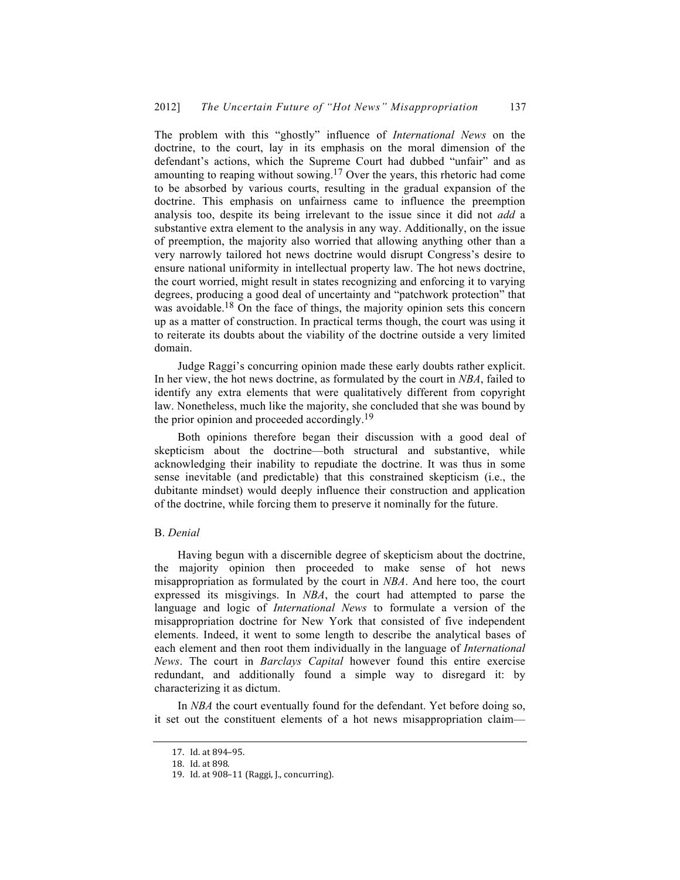The problem with this "ghostly" influence of *International News* on the doctrine, to the court, lay in its emphasis on the moral dimension of the defendant's actions, which the Supreme Court had dubbed "unfair" and as amounting to reaping without sowing.[17] Over the years, this rhetoric had come to be absorbed by various courts, resulting in the gradual expansion of the doctrine. This emphasis on unfairness came to influence the preemption analysis too, despite its being irrelevant to the issue since it did not *add* a substantive extra element to the analysis in any way. Additionally, on the issue of preemption, the majority also worried that allowing anything other than a very narrowly tailored hot news doctrine would disrupt Congress's desire to ensure national uniformity in intellectual property law. The hot news doctrine, the court worried, might result in states recognizing and enforcing it to varying degrees, producing a good deal of uncertainty and "patchwork protection" that was avoidable.[18] On the face of things, the majority opinion sets this concern up as a matter of construction. In practical terms though, the court was using it to reiterate its doubts about the viability of the doctrine outside a very limited domain.

Judge Raggi's concurring opinion made these early doubts rather explicit. In her view, the hot news doctrine, as formulated by the court in *NBA*, failed to identify any extra elements that were qualitatively different from copyright law. Nonetheless, much like the majority, she concluded that she was bound by the prior opinion and proceeded accordingly.[19]

Both opinions therefore began their discussion with a good deal of skepticism about the doctrine—both structural and substantive, while acknowledging their inability to repudiate the doctrine. It was thus in some sense inevitable (and predictable) that this constrained skepticism (i.e., the dubitante mindset) would deeply influence their construction and application of the doctrine, while forcing them to preserve it nominally for the future.

### B. *Denial*

Having begun with a discernible degree of skepticism about the doctrine, the majority opinion then proceeded to make sense of hot news misappropriation as formulated by the court in *NBA*. And here too, the court expressed its misgivings. In *NBA*, the court had attempted to parse the language and logic of *International News* to formulate a version of the misappropriation doctrine for New York that consisted of five independent elements. Indeed, it went to some length to describe the analytical bases of each element and then root them individually in the language of *International News*. The court in *Barclays Capital* however found this entire exercise redundant, and additionally found a simple way to disregard it: by characterizing it as dictum.

In *NBA* the court eventually found for the defendant. Yet before doing so, it set out the constituent elements of a hot news misappropriation claim—

17. Id. at 894–95.

18. Id. at 898.

19. Id. at 908–11 (Raggi, J., concurring).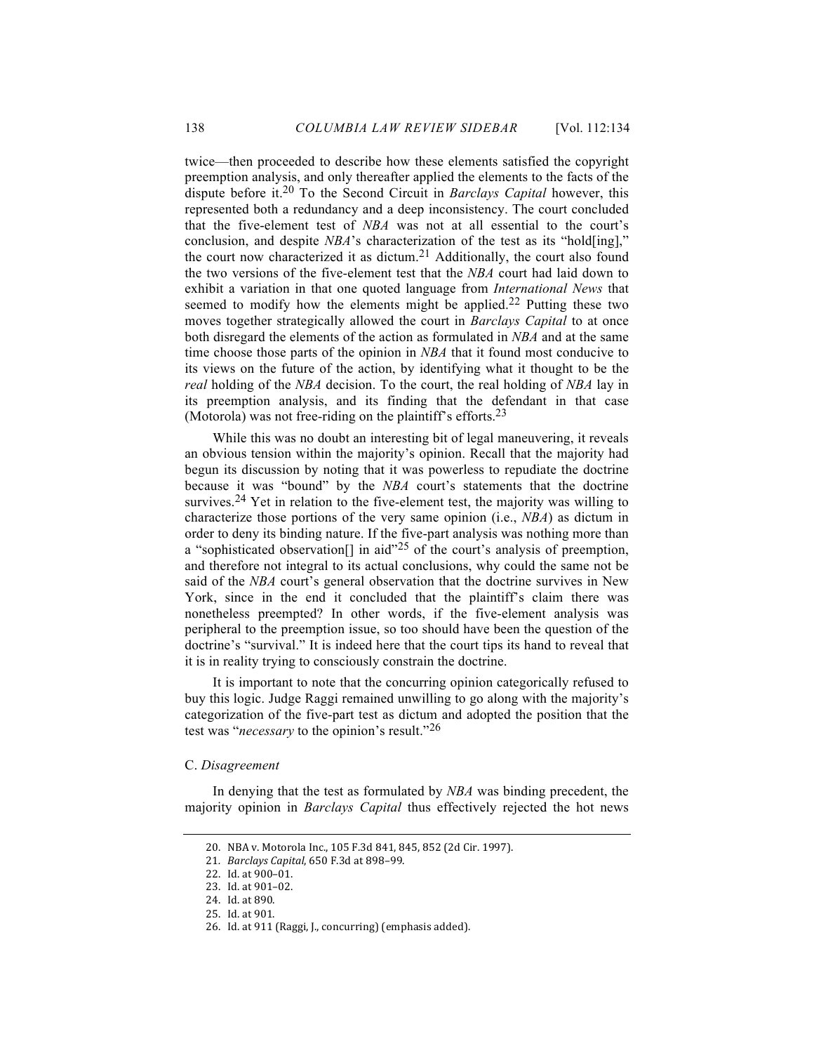twice—then proceeded to describe how these elements satisfied the copyright preemption analysis, and only thereafter applied the elements to the facts of the dispute before it.[20] To the Second Circuit in *Barclays Capital* however, this represented both a redundancy and a deep inconsistency. The court concluded that the five-element test of *NBA* was not at all essential to the court's conclusion, and despite *NBA*'s characterization of the test as its "hold[ing]," the court now characterized it as dictum.[21] Additionally, the court also found the two versions of the five-element test that the *NBA* court had laid down to exhibit a variation in that one quoted language from *International News* that seemed to modify how the elements might be applied.[22] Putting these two moves together strategically allowed the court in *Barclays Capital* to at once both disregard the elements of the action as formulated in *NBA* and at the same time choose those parts of the opinion in *NBA* that it found most conducive to its views on the future of the action, by identifying what it thought to be the *real* holding of the *NBA* decision. To the court, the real holding of *NBA* lay in its preemption analysis, and its finding that the defendant in that case (Motorola) was not free-riding on the plaintiff's efforts.[23]

While this was no doubt an interesting bit of legal maneuvering, it reveals an obvious tension within the majority's opinion. Recall that the majority had begun its discussion by noting that it was powerless to repudiate the doctrine because it was "bound" by the *NBA* court's statements that the doctrine survives.[24] Yet in relation to the five-element test, the majority was willing to characterize those portions of the very same opinion (i.e., *NBA*) as dictum in order to deny its binding nature. If the five-part analysis was nothing more than a "sophisticated observation[] in aid"[25] of the court's analysis of preemption, and therefore not integral to its actual conclusions, why could the same not be said of the *NBA* court's general observation that the doctrine survives in New York, since in the end it concluded that the plaintiff's claim there was nonetheless preempted? In other words, if the five-element analysis was peripheral to the preemption issue, so too should have been the question of the doctrine's "survival." It is indeed here that the court tips its hand to reveal that it is in reality trying to consciously constrain the doctrine.

It is important to note that the concurring opinion categorically refused to buy this logic. Judge Raggi remained unwilling to go along with the majority's categorization of the five-part test as dictum and adopted the position that the test was "*necessary* to the opinion's result."[26]

### C. *Disagreement*

In denying that the test as formulated by *NBA* was binding precedent, the majority opinion in *Barclays Capital* thus effectively rejected the hot news

---

20. NBA v. Motorola Inc., 105 F.3d 841, 845, 852 (2d Cir. 1997).
21. *Barclays Capital*, 650 F.3d at 898–99.
22. Id. at 900–01.
23. Id. at 901–02.
24. Id. at 890.
25. Id. at 901.
26. Id. at 911 (Raggi, J., concurring) (emphasis added).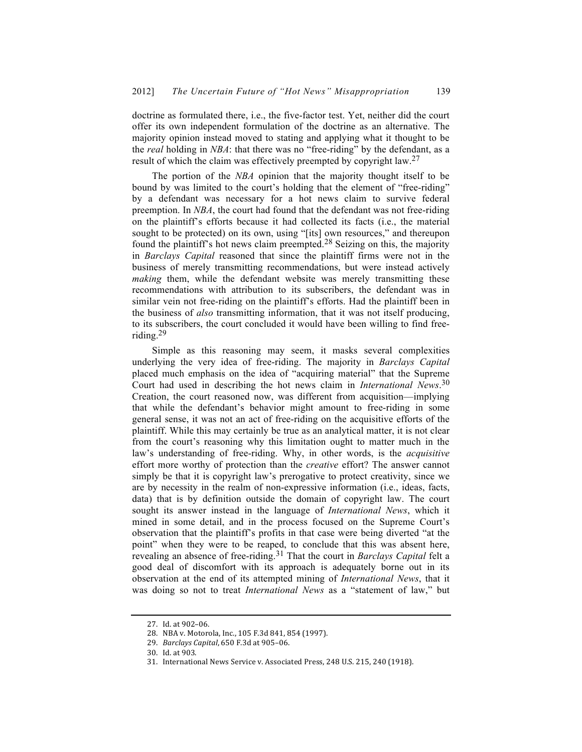doctrine as formulated there, i.e., the five-factor test. Yet, neither did the court offer its own independent formulation of the doctrine as an alternative. The majority opinion instead moved to stating and applying what it thought to be the *real* holding in *NBA*: that there was no "free-riding" by the defendant, as a result of which the claim was effectively preempted by copyright law.[27]

The portion of the *NBA* opinion that the majority thought itself to be bound by was limited to the court's holding that the element of "free-riding" by a defendant was necessary for a hot news claim to survive federal preemption. In *NBA*, the court had found that the defendant was not free-riding on the plaintiff's efforts because it had collected its facts (i.e., the material sought to be protected) on its own, using "[its] own resources," and thereupon found the plaintiff's hot news claim preempted.[28] Seizing on this, the majority in *Barclays Capital* reasoned that since the plaintiff firms were not in the business of merely transmitting recommendations, but were instead actively *making* them, while the defendant website was merely transmitting these recommendations with attribution to its subscribers, the defendant was in similar vein not free-riding on the plaintiff's efforts. Had the plaintiff been in the business of *also* transmitting information, that it was not itself producing, to its subscribers, the court concluded it would have been willing to find free-riding.[29]

Simple as this reasoning may seem, it masks several complexities underlying the very idea of free-riding. The majority in *Barclays Capital* placed much emphasis on the idea of "acquiring material" that the Supreme Court had used in describing the hot news claim in *International News*.[30] Creation, the court reasoned now, was different from acquisition—implying that while the defendant's behavior might amount to free-riding in some general sense, it was not an act of free-riding on the acquisitive efforts of the plaintiff. While this may certainly be true as an analytical matter, it is not clear from the court's reasoning why this limitation ought to matter much in the law's understanding of free-riding. Why, in other words, is the *acquisitive* effort more worthy of protection than the *creative* effort? The answer cannot simply be that it is copyright law's prerogative to protect creativity, since we are by necessity in the realm of non-expressive information (i.e., ideas, facts, data) that is by definition outside the domain of copyright law. The court sought its answer instead in the language of *International News*, which it mined in some detail, and in the process focused on the Supreme Court's observation that the plaintiff's profits in that case were being diverted "at the point" when they were to be reaped, to conclude that this was absent here, revealing an absence of free-riding.[31] That the court in *Barclays Capital* felt a good deal of discomfort with its approach is adequately borne out in its observation at the end of its attempted mining of *International News*, that it was doing so not to treat *International News* as a "statement of law," but

---

27. Id. at 902–06.

28. NBA v. Motorola, Inc., 105 F.3d 841, 854 (1997).

29. *Barclays Capital*, 650 F.3d at 905–06.

30. Id. at 903.

31. International News Service v. Associated Press, 248 U.S. 215, 240 (1918).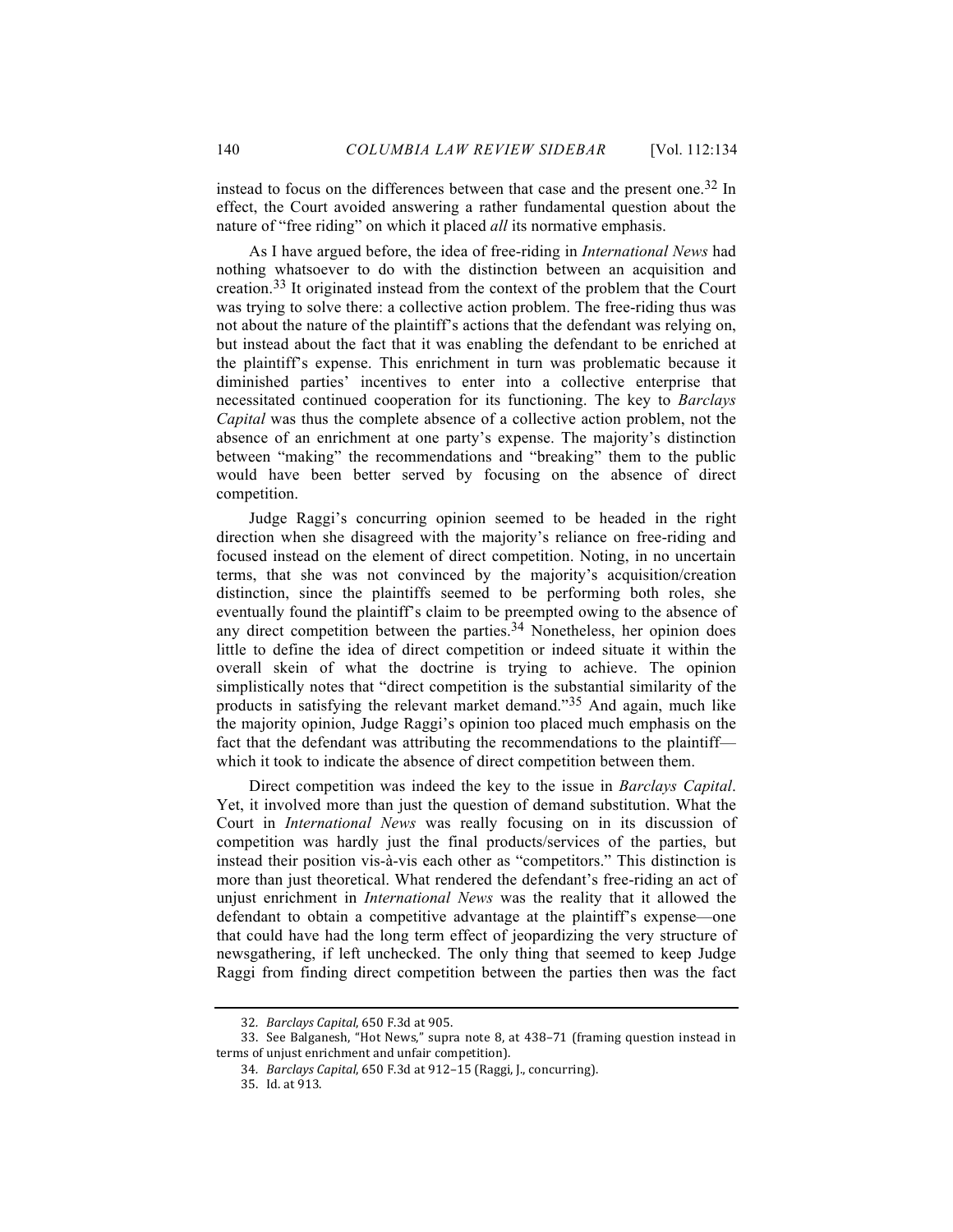instead to focus on the differences between that case and the present one.[32] In effect, the Court avoided answering a rather fundamental question about the nature of "free riding" on which it placed *all* its normative emphasis.

As I have argued before, the idea of free-riding in *International News* had nothing whatsoever to do with the distinction between an acquisition and creation.[33] It originated instead from the context of the problem that the Court was trying to solve there: a collective action problem. The free-riding thus was not about the nature of the plaintiff's actions that the defendant was relying on, but instead about the fact that it was enabling the defendant to be enriched at the plaintiff's expense. This enrichment in turn was problematic because it diminished parties' incentives to enter into a collective enterprise that necessitated continued cooperation for its functioning. The key to *Barclays Capital* was thus the complete absence of a collective action problem, not the absence of an enrichment at one party's expense. The majority's distinction between "making" the recommendations and "breaking" them to the public would have been better served by focusing on the absence of direct competition.

Judge Raggi's concurring opinion seemed to be headed in the right direction when she disagreed with the majority's reliance on free-riding and focused instead on the element of direct competition. Noting, in no uncertain terms, that she was not convinced by the majority's acquisition/creation distinction, since the plaintiffs seemed to be performing both roles, she eventually found the plaintiff's claim to be preempted owing to the absence of any direct competition between the parties.[34] Nonetheless, her opinion does little to define the idea of direct competition or indeed situate it within the overall skein of what the doctrine is trying to achieve. The opinion simplistically notes that "direct competition is the substantial similarity of the products in satisfying the relevant market demand."[35] And again, much like the majority opinion, Judge Raggi's opinion too placed much emphasis on the fact that the defendant was attributing the recommendations to the plaintiff—which it took to indicate the absence of direct competition between them.

Direct competition was indeed the key to the issue in *Barclays Capital*. Yet, it involved more than just the question of demand substitution. What the Court in *International News* was really focusing on in its discussion of competition was hardly just the final products/services of the parties, but instead their position vis-à-vis each other as "competitors." This distinction is more than just theoretical. What rendered the defendant's free-riding an act of unjust enrichment in *International News* was the reality that it allowed the defendant to obtain a competitive advantage at the plaintiff's expense—one that could have had the long term effect of jeopardizing the very structure of newsgathering, if left unchecked. The only thing that seemed to keep Judge Raggi from finding direct competition between the parties then was the fact

---

32. *Barclays Capital*, 650 F.3d at 905.

33. See Balganesh, "Hot News," supra note 8, at 438–71 (framing question instead in terms of unjust enrichment and unfair competition).

34. *Barclays Capital*, 650 F.3d at 912–15 (Raggi, J., concurring).

35. Id. at 913.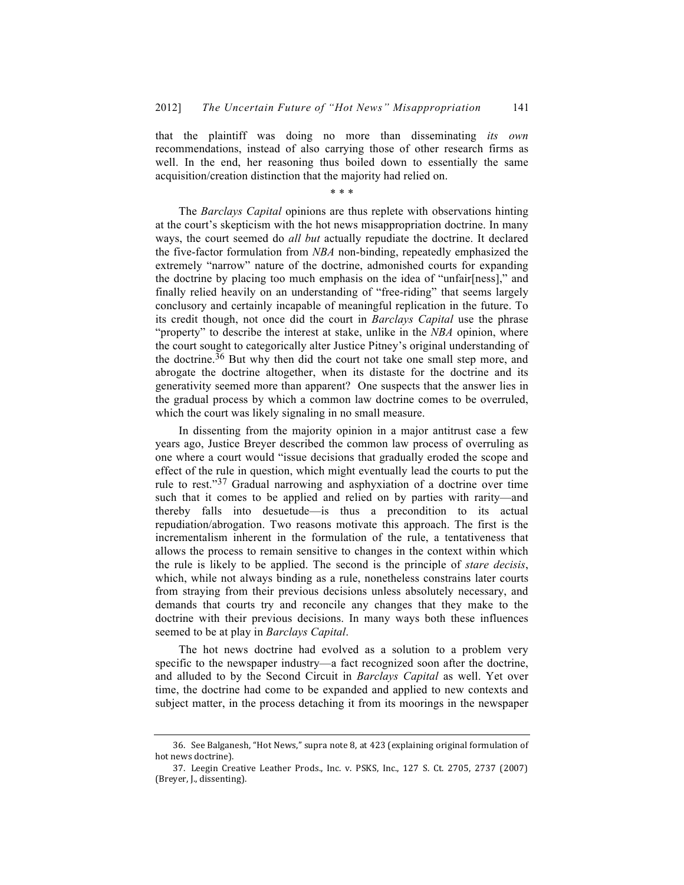that the plaintiff was doing no more than disseminating *its own* recommendations, instead of also carrying those of other research firms as well. In the end, her reasoning thus boiled down to essentially the same acquisition/creation distinction that the majority had relied on.

\* \* \*

The *Barclays Capital* opinions are thus replete with observations hinting at the court's skepticism with the hot news misappropriation doctrine. In many ways, the court seemed do *all but* actually repudiate the doctrine. It declared the five-factor formulation from *NBA* non-binding, repeatedly emphasized the extremely "narrow" nature of the doctrine, admonished courts for expanding the doctrine by placing too much emphasis on the idea of "unfair[ness]," and finally relied heavily on an understanding of "free-riding" that seems largely conclusory and certainly incapable of meaningful replication in the future. To its credit though, not once did the court in *Barclays Capital* use the phrase "property" to describe the interest at stake, unlike in the *NBA* opinion, where the court sought to categorically alter Justice Pitney's original understanding of the doctrine.[36] But why then did the court not take one small step more, and abrogate the doctrine altogether, when its distaste for the doctrine and its generativity seemed more than apparent? One suspects that the answer lies in the gradual process by which a common law doctrine comes to be overruled, which the court was likely signaling in no small measure.

In dissenting from the majority opinion in a major antitrust case a few years ago, Justice Breyer described the common law process of overruling as one where a court would "issue decisions that gradually eroded the scope and effect of the rule in question, which might eventually lead the courts to put the rule to rest."[37] Gradual narrowing and asphyxiation of a doctrine over time such that it comes to be applied and relied on by parties with rarity—and thereby falls into desuetude—is thus a precondition to its actual repudiation/abrogation. Two reasons motivate this approach. The first is the incrementalism inherent in the formulation of the rule, a tentativeness that allows the process to remain sensitive to changes in the context within which the rule is likely to be applied. The second is the principle of *stare decisis*, which, while not always binding as a rule, nonetheless constrains later courts from straying from their previous decisions unless absolutely necessary, and demands that courts try and reconcile any changes that they make to the doctrine with their previous decisions. In many ways both these influences seemed to be at play in *Barclays Capital*.

The hot news doctrine had evolved as a solution to a problem very specific to the newspaper industry—a fact recognized soon after the doctrine, and alluded to by the Second Circuit in *Barclays Capital* as well. Yet over time, the doctrine had come to be expanded and applied to new contexts and subject matter, in the process detaching it from its moorings in the newspaper

---

36. See Balganesh, "Hot News," supra note 8, at 423 (explaining original formulation of hot news doctrine).

37. Leegin Creative Leather Prods., Inc. v. PSKS, Inc., 127 S. Ct. 2705, 2737 (2007) (Breyer, J., dissenting).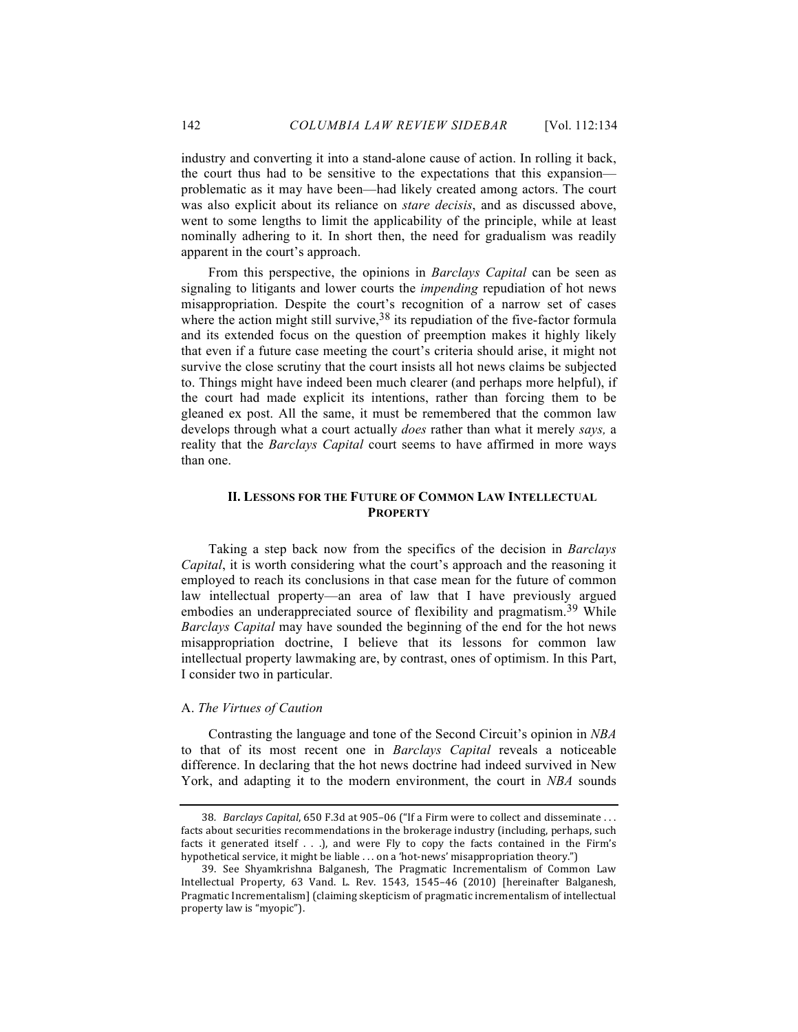industry and converting it into a stand-alone cause of action. In rolling it back, the court thus had to be sensitive to the expectations that this expansion—problematic as it may have been—had likely created among actors. The court was also explicit about its reliance on *stare decisis*, and as discussed above, went to some lengths to limit the applicability of the principle, while at least nominally adhering to it. In short then, the need for gradualism was readily apparent in the court's approach.

From this perspective, the opinions in *Barclays Capital* can be seen as signaling to litigants and lower courts the *impending* repudiation of hot news misappropriation. Despite the court's recognition of a narrow set of cases where the action might still survive,[38] its repudiation of the five-factor formula and its extended focus on the question of preemption makes it highly likely that even if a future case meeting the court's criteria should arise, it might not survive the close scrutiny that the court insists all hot news claims be subjected to. Things might have indeed been much clearer (and perhaps more helpful), if the court had made explicit its intentions, rather than forcing them to be gleaned ex post. All the same, it must be remembered that the common law develops through what a court actually *does* rather than what it merely *says,* a reality that the *Barclays Capital* court seems to have affirmed in more ways than one.

## II. LESSONS FOR THE FUTURE OF COMMON LAW INTELLECTUAL PROPERTY

Taking a step back now from the specifics of the decision in *Barclays Capital*, it is worth considering what the court's approach and the reasoning it employed to reach its conclusions in that case mean for the future of common law intellectual property—an area of law that I have previously argued embodies an underappreciated source of flexibility and pragmatism.[39] While *Barclays Capital* may have sounded the beginning of the end for the hot news misappropriation doctrine, I believe that its lessons for common law intellectual property lawmaking are, by contrast, ones of optimism. In this Part, I consider two in particular.

### A. *The Virtues of Caution*

Contrasting the language and tone of the Second Circuit's opinion in *NBA* to that of its most recent one in *Barclays Capital* reveals a noticeable difference. In declaring that the hot news doctrine had indeed survived in New York, and adapting it to the modern environment, the court in *NBA* sounds

---

38. *Barclays Capital*, 650 F.3d at 905–06 ("If a Firm were to collect and disseminate . . . facts about securities recommendations in the brokerage industry (including, perhaps, such facts it generated itself . . .), and were Fly to copy the facts contained in the Firm's hypothetical service, it might be liable . . . on a 'hot-news' misappropriation theory.")

39. See Shyamkrishna Balganesh, The Pragmatic Incrementalism of Common Law Intellectual Property, 63 Vand. L. Rev. 1543, 1545–46 (2010) [hereinafter Balganesh, Pragmatic Incrementalism] (claiming skepticism of pragmatic incrementalism of intellectual property law is "myopic").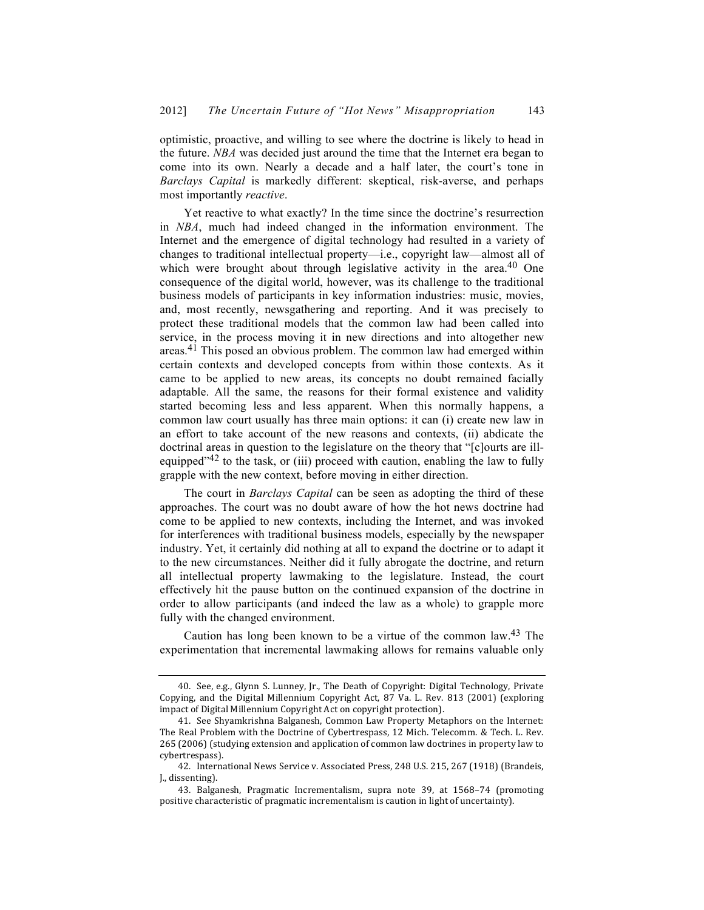optimistic, proactive, and willing to see where the doctrine is likely to head in the future. *NBA* was decided just around the time that the Internet era began to come into its own. Nearly a decade and a half later, the court's tone in *Barclays Capital* is markedly different: skeptical, risk-averse, and perhaps most importantly *reactive*.

Yet reactive to what exactly? In the time since the doctrine's resurrection in *NBA*, much had indeed changed in the information environment. The Internet and the emergence of digital technology had resulted in a variety of changes to traditional intellectual property—i.e., copyright law—almost all of which were brought about through legislative activity in the area.[40] One consequence of the digital world, however, was its challenge to the traditional business models of participants in key information industries: music, movies, and, most recently, newsgathering and reporting. And it was precisely to protect these traditional models that the common law had been called into service, in the process moving it in new directions and into altogether new areas.[41] This posed an obvious problem. The common law had emerged within certain contexts and developed concepts from within those contexts. As it came to be applied to new areas, its concepts no doubt remained facially adaptable. All the same, the reasons for their formal existence and validity started becoming less and less apparent. When this normally happens, a common law court usually has three main options: it can (i) create new law in an effort to take account of the new reasons and contexts, (ii) abdicate the doctrinal areas in question to the legislature on the theory that "[c]ourts are ill-equipped"[42] to the task, or (iii) proceed with caution, enabling the law to fully grapple with the new context, before moving in either direction.

The court in *Barclays Capital* can be seen as adopting the third of these approaches. The court was no doubt aware of how the hot news doctrine had come to be applied to new contexts, including the Internet, and was invoked for interferences with traditional business models, especially by the newspaper industry. Yet, it certainly did nothing at all to expand the doctrine or to adapt it to the new circumstances. Neither did it fully abrogate the doctrine, and return all intellectual property lawmaking to the legislature. Instead, the court effectively hit the pause button on the continued expansion of the doctrine in order to allow participants (and indeed the law as a whole) to grapple more fully with the changed environment.

Caution has long been known to be a virtue of the common law.[43] The experimentation that incremental lawmaking allows for remains valuable only

---

40. See, e.g., Glynn S. Lunney, Jr., The Death of Copyright: Digital Technology, Private Copying, and the Digital Millennium Copyright Act, 87 Va. L. Rev. 813 (2001) (exploring impact of Digital Millennium Copyright Act on copyright protection).

41. See Shyamkrishna Balganesh, Common Law Property Metaphors on the Internet: The Real Problem with the Doctrine of Cybertrespass, 12 Mich. Telecomm. & Tech. L. Rev. 265 (2006) (studying extension and application of common law doctrines in property law to cybertrespass).

42. International News Service v. Associated Press, 248 U.S. 215, 267 (1918) (Brandeis, J., dissenting).

43. Balganesh, Pragmatic Incrementalism, supra note 39, at 1568–74 (promoting positive characteristic of pragmatic incrementalism is caution in light of uncertainty).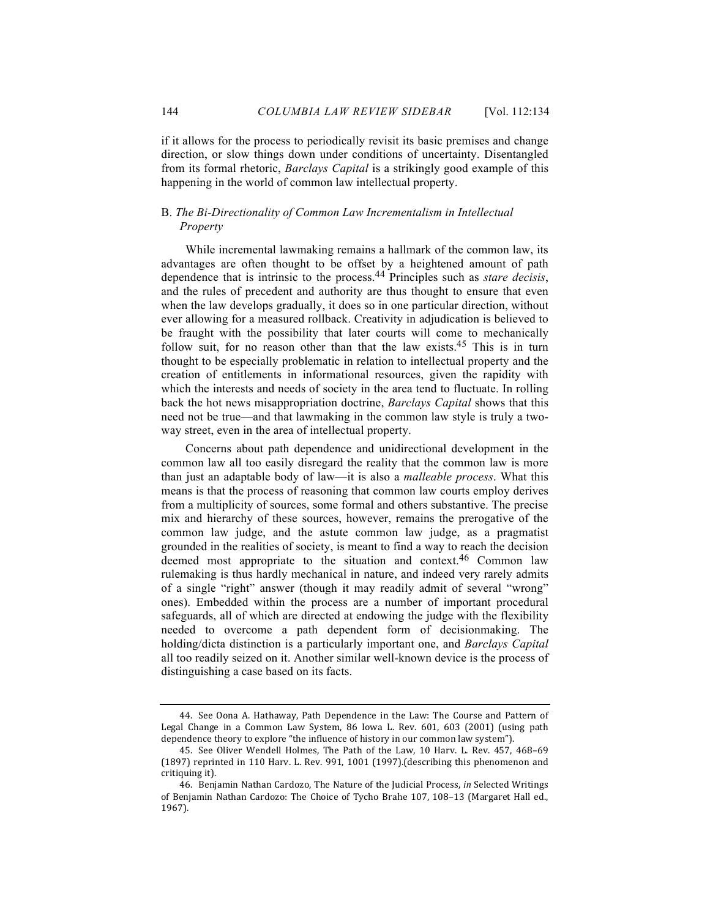if it allows for the process to periodically revisit its basic premises and change direction, or slow things down under conditions of uncertainty. Disentangled from its formal rhetoric, *Barclays Capital* is a strikingly good example of this happening in the world of common law intellectual property.

### B. *The Bi-Directionality of Common Law Incrementalism in Intellectual Property*

While incremental lawmaking remains a hallmark of the common law, its advantages are often thought to be offset by a heightened amount of path dependence that is intrinsic to the process.[44] Principles such as *stare decisis*, and the rules of precedent and authority are thus thought to ensure that even when the law develops gradually, it does so in one particular direction, without ever allowing for a measured rollback. Creativity in adjudication is believed to be fraught with the possibility that later courts will come to mechanically follow suit, for no reason other than that the law exists.[45] This is in turn thought to be especially problematic in relation to intellectual property and the creation of entitlements in informational resources, given the rapidity with which the interests and needs of society in the area tend to fluctuate. In rolling back the hot news misappropriation doctrine, *Barclays Capital* shows that this need not be true—and that lawmaking in the common law style is truly a two-way street, even in the area of intellectual property.

Concerns about path dependence and unidirectional development in the common law all too easily disregard the reality that the common law is more than just an adaptable body of law—it is also a *malleable process*. What this means is that the process of reasoning that common law courts employ derives from a multiplicity of sources, some formal and others substantive. The precise mix and hierarchy of these sources, however, remains the prerogative of the common law judge, and the astute common law judge, as a pragmatist grounded in the realities of society, is meant to find a way to reach the decision deemed most appropriate to the situation and context.[46] Common law rulemaking is thus hardly mechanical in nature, and indeed very rarely admits of a single "right" answer (though it may readily admit of several "wrong" ones). Embedded within the process are a number of important procedural safeguards, all of which are directed at endowing the judge with the flexibility needed to overcome a path dependent form of decisionmaking. The holding/dicta distinction is a particularly important one, and *Barclays Capital* all too readily seized on it. Another similar well-known device is the process of distinguishing a case based on its facts.

---

44. See Oona A. Hathaway, Path Dependence in the Law: The Course and Pattern of Legal Change in a Common Law System, 86 Iowa L. Rev. 601, 603 (2001) (using path dependence theory to explore "the influence of history in our common law system").

45. See Oliver Wendell Holmes, The Path of the Law, 10 Harv. L. Rev. 457, 468–69 (1897) reprinted in 110 Harv. L. Rev. 991, 1001 (1997).(describing this phenomenon and critiquing it).

46. Benjamin Nathan Cardozo, The Nature of the Judicial Process, *in* Selected Writings of Benjamin Nathan Cardozo: The Choice of Tycho Brahe 107, 108–13 (Margaret Hall ed., 1967).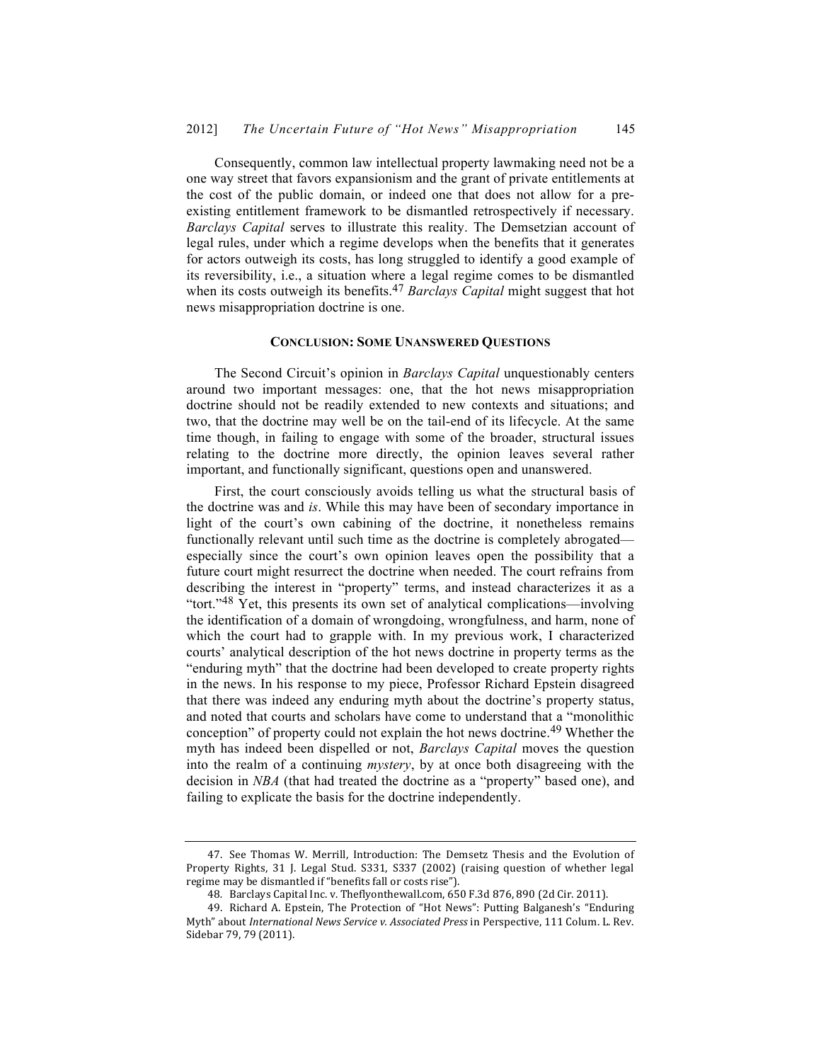Consequently, common law intellectual property lawmaking need not be a one way street that favors expansionism and the grant of private entitlements at the cost of the public domain, or indeed one that does not allow for a pre-existing entitlement framework to be dismantled retrospectively if necessary. *Barclays Capital* serves to illustrate this reality. The Demsetzian account of legal rules, under which a regime develops when the benefits that it generates for actors outweigh its costs, has long struggled to identify a good example of its reversibility, i.e., a situation where a legal regime comes to be dismantled when its costs outweigh its benefits.[47] *Barclays Capital* might suggest that hot news misappropriation doctrine is one.

## CONCLUSION: SOME UNANSWERED QUESTIONS

The Second Circuit's opinion in *Barclays Capital* unquestionably centers around two important messages: one, that the hot news misappropriation doctrine should not be readily extended to new contexts and situations; and two, that the doctrine may well be on the tail-end of its lifecycle. At the same time though, in failing to engage with some of the broader, structural issues relating to the doctrine more directly, the opinion leaves several rather important, and functionally significant, questions open and unanswered.

First, the court consciously avoids telling us what the structural basis of the doctrine was and *is*. While this may have been of secondary importance in light of the court's own cabining of the doctrine, it nonetheless remains functionally relevant until such time as the doctrine is completely abrogated—especially since the court's own opinion leaves open the possibility that a future court might resurrect the doctrine when needed. The court refrains from describing the interest in "property" terms, and instead characterizes it as a "tort."[48] Yet, this presents its own set of analytical complications—involving the identification of a domain of wrongdoing, wrongfulness, and harm, none of which the court had to grapple with. In my previous work, I characterized courts' analytical description of the hot news doctrine in property terms as the "enduring myth" that the doctrine had been developed to create property rights in the news. In his response to my piece, Professor Richard Epstein disagreed that there was indeed any enduring myth about the doctrine's property status, and noted that courts and scholars have come to understand that a "monolithic conception" of property could not explain the hot news doctrine.[49] Whether the myth has indeed been dispelled or not, *Barclays Capital* moves the question into the realm of a continuing *mystery*, by at once both disagreeing with the decision in *NBA* (that had treated the doctrine as a "property" based one), and failing to explicate the basis for the doctrine independently.

---

47. See Thomas W. Merrill, Introduction: The Demsetz Thesis and the Evolution of Property Rights, 31 J. Legal Stud. S331, S337 (2002) (raising question of whether legal regime may be dismantled if "benefits fall or costs rise").

48. Barclays Capital Inc. v. Theflyonthewall.com, 650 F.3d 876, 890 (2d Cir. 2011).

49. Richard A. Epstein, The Protection of "Hot News": Putting Balganesh's "Enduring Myth" about *International News Service v. Associated Press* in Perspective, 111 Colum. L. Rev. Sidebar 79, 79 (2011).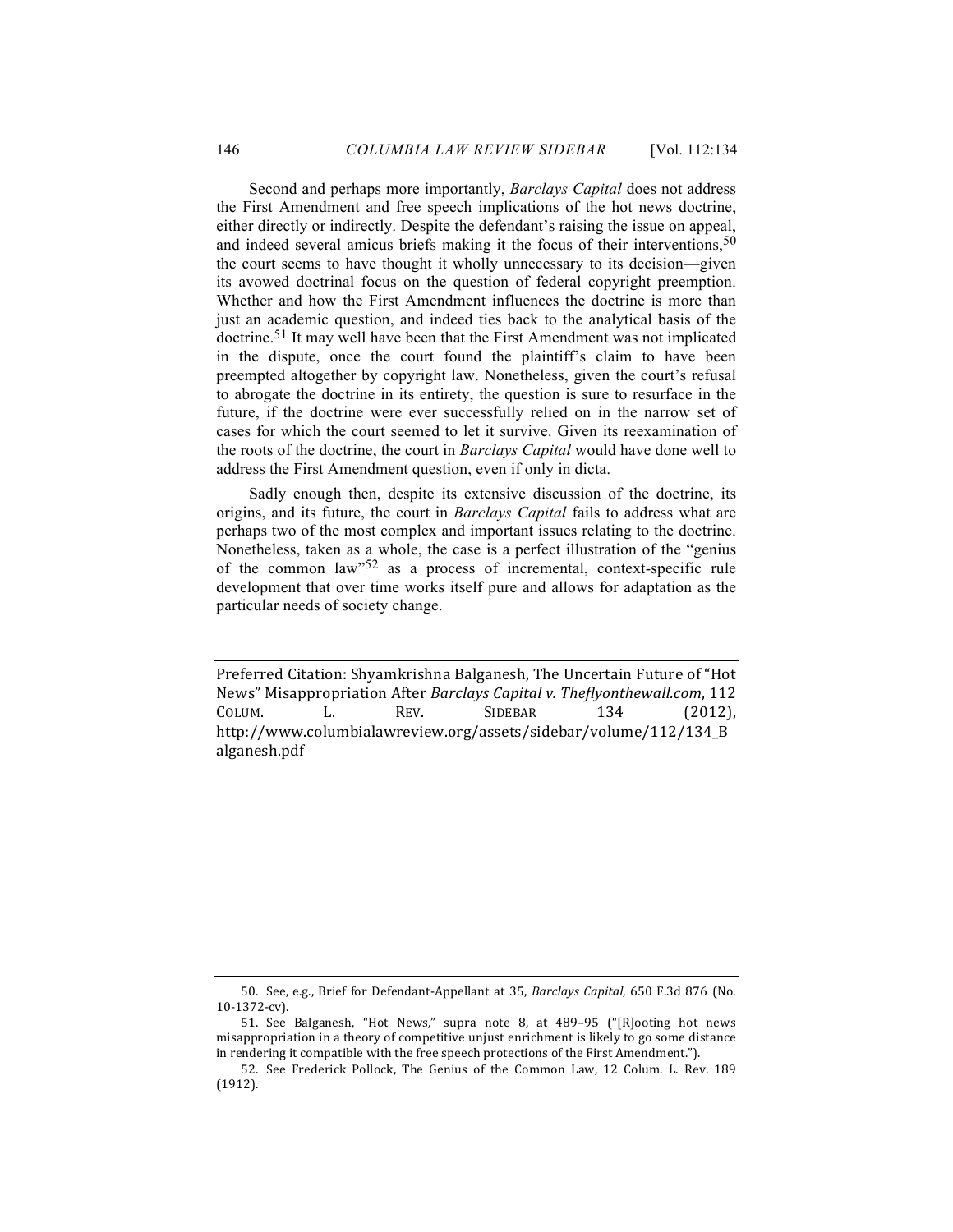Second and perhaps more importantly, *Barclays Capital* does not address the First Amendment and free speech implications of the hot news doctrine, either directly or indirectly. Despite the defendant's raising the issue on appeal, and indeed several amicus briefs making it the focus of their interventions,[50] the court seems to have thought it wholly unnecessary to its decision—given its avowed doctrinal focus on the question of federal copyright preemption. Whether and how the First Amendment influences the doctrine is more than just an academic question, and indeed ties back to the analytical basis of the doctrine.[51] It may well have been that the First Amendment was not implicated in the dispute, once the court found the plaintiff's claim to have been preempted altogether by copyright law. Nonetheless, given the court's refusal to abrogate the doctrine in its entirety, the question is sure to resurface in the future, if the doctrine were ever successfully relied on in the narrow set of cases for which the court seemed to let it survive. Given its reexamination of the roots of the doctrine, the court in *Barclays Capital* would have done well to address the First Amendment question, even if only in dicta.

Sadly enough then, despite its extensive discussion of the doctrine, its origins, and its future, the court in *Barclays Capital* fails to address what are perhaps two of the most complex and important issues relating to the doctrine. Nonetheless, taken as a whole, the case is a perfect illustration of the "genius of the common law"[52] as a process of incremental, context-specific rule development that over time works itself pure and allows for adaptation as the particular needs of society change.

---

Preferred Citation: Shyamkrishna Balganesh, The Uncertain Future of "Hot News" Misappropriation After *Barclays Capital v. Theflyonthewall.com*, 112 COLUM. L. REV. SIDEBAR 134 (2012), http://www.columbialawreview.org/assets/sidebar/volume/112/134_Balganesh.pdf

---

50. See, e.g., Brief for Defendant-Appellant at 35, *Barclays Capital*, 650 F.3d 876 (No. 10-1372-cv).

51. See Balganesh, "Hot News," supra note 8, at 489–95 ("[R]ooting hot news misappropriation in a theory of competitive unjust enrichment is likely to go some distance in rendering it compatible with the free speech protections of the First Amendment.").

52. See Frederick Pollock, The Genius of the Common Law, 12 Colum. L. Rev. 189 (1912).